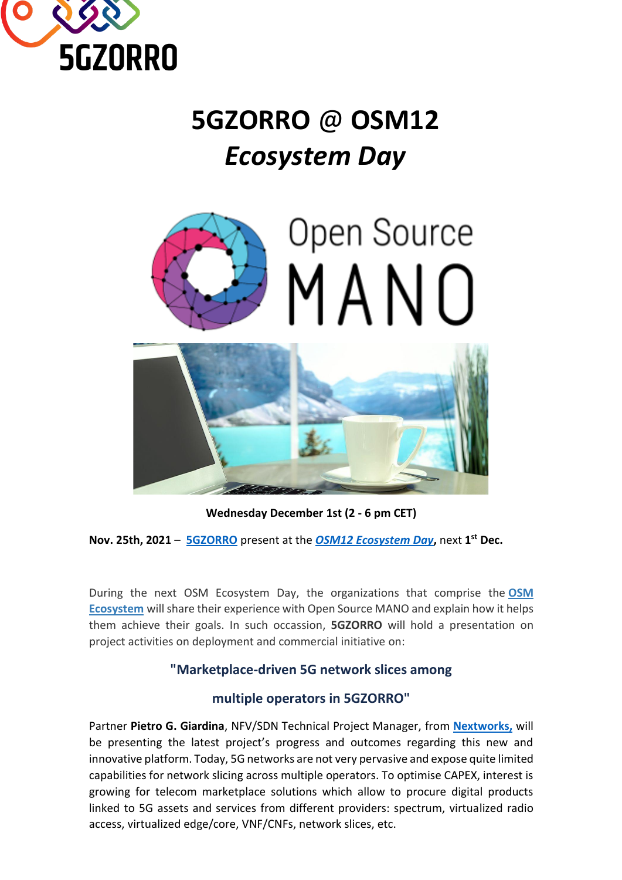# 5GZORRO @ OSM12

# *Ecosystem Day*

**Wednesday December 1st (2 - 6 pm CET)**

**Nov. 25th, 2021** – 5GZORRO present at the ***OSM12 Ecosystem Day*****, next 1st Dec.**

During the next OSM Ecosystem Day, the organizations that comprise the **OSM Ecosystem** will share their experience with Open Source MANO and explain how it helps them achieve their goals. In such occassion, **5GZORRO** will hold a presentation on project activities on deployment and commercial initiative on:

### "Marketplace-driven 5G network slices among multiple operators in 5GZORRO"

Partner **Pietro G. Giardina**, NFV/SDN Technical Project Manager, from **Nextworks,** will be presenting the latest project's progress and outcomes regarding this new and innovative platform. Today, 5G networks are not very pervasive and expose quite limited capabilities for network slicing across multiple operators. To optimise CAPEX, interest is growing for telecom marketplace solutions which allow to procure digital products linked to 5G assets and services from different providers: spectrum, virtualized radio access, virtualized edge/core, VNF/CNFs, network slices, etc.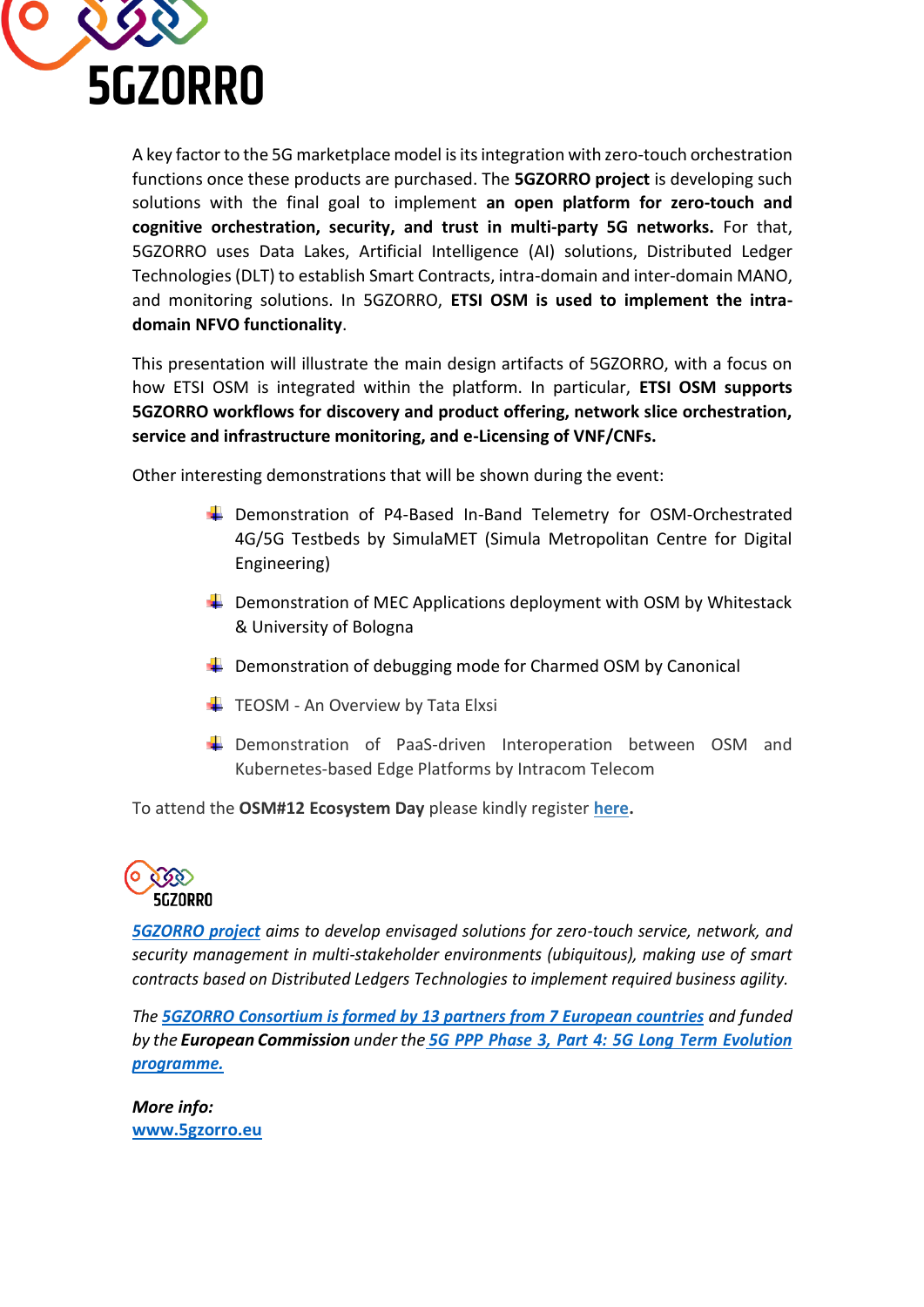A key factor to the 5G marketplace model is its integration with zero-touch orchestration functions once these products are purchased. The **5GZORRO project** is developing such solutions with the final goal to implement **an open platform for zero-touch and cognitive orchestration, security, and trust in multi-party 5G networks.** For that, 5GZORRO uses Data Lakes, Artificial Intelligence (AI) solutions, Distributed Ledger Technologies (DLT) to establish Smart Contracts, intra-domain and inter-domain MANO, and monitoring solutions. In 5GZORRO, **ETSI OSM is used to implement the intra-domain NFVO functionality**.

This presentation will illustrate the main design artifacts of 5GZORRO, with a focus on how ETSI OSM is integrated within the platform. In particular, **ETSI OSM supports 5GZORRO workflows for discovery and product offering, network slice orchestration, service and infrastructure monitoring, and e-Licensing of VNF/CNFs.**

Other interesting demonstrations that will be shown during the event:

- Demonstration of P4-Based In-Band Telemetry for OSM-Orchestrated 4G/5G Testbeds by SimulaMET (Simula Metropolitan Centre for Digital Engineering)
- Demonstration of MEC Applications deployment with OSM by Whitestack & University of Bologna
- Demonstration of debugging mode for Charmed OSM by Canonical
- TEOSM - An Overview by Tata Elxsi
- Demonstration of PaaS-driven Interoperation between OSM and Kubernetes-based Edge Platforms by Intracom Telecom

To attend the **OSM#12 Ecosystem Day** please kindly register [here](here).

5GZORRO

*[5GZORRO project](5GZORRO project) aims to develop envisaged solutions for zero-touch service, network, and security management in multi-stakeholder environments (ubiquitous), making use of smart contracts based on Distributed Ledgers Technologies to implement required business agility.*

*The [5GZORRO Consortium is formed by 13 partners from 7 European countries](5GZORRO Consortium) and funded by the* ***European Commission*** *under the [5G PPP Phase 3, Part 4: 5G Long Term Evolution programme.](5G PPP)*

***More info:***
**[www.5gzorro.eu](www.5gzorro.eu)**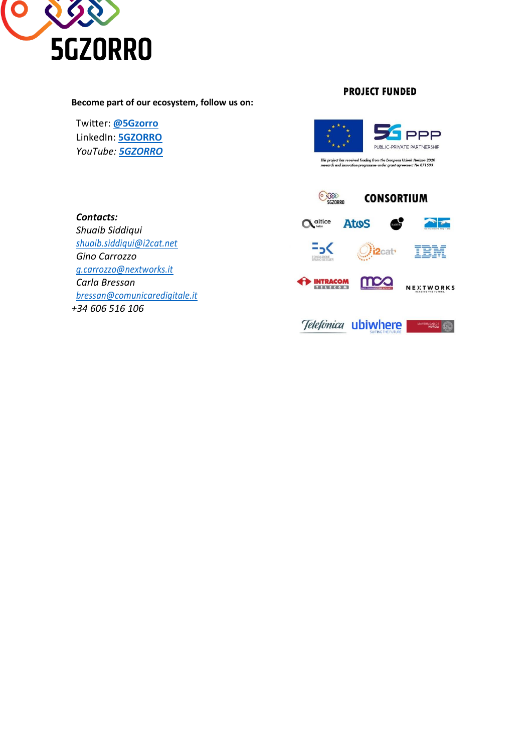Become part of our ecosystem, follow us on:

Twitter: **@5Gzorro**
LinkedIn: **5GZORRO**
*YouTube:* ***5GZORRO***

**PROJECT FUNDED**

This project has received funding from the European Union's Horizon 2020 research and innovation programme under grant agreement No 871533

***Contacts:***
*Shuaib Siddiqui*
*shuaib.siddiqui@i2cat.net*
*Gino Carrozzo*
*g.carrozzo@nextworks.it*
*Carla Bressan*
*bressan@comunicaredigitale.it*
*+34 606 516 106*

**CONSORTIUM**